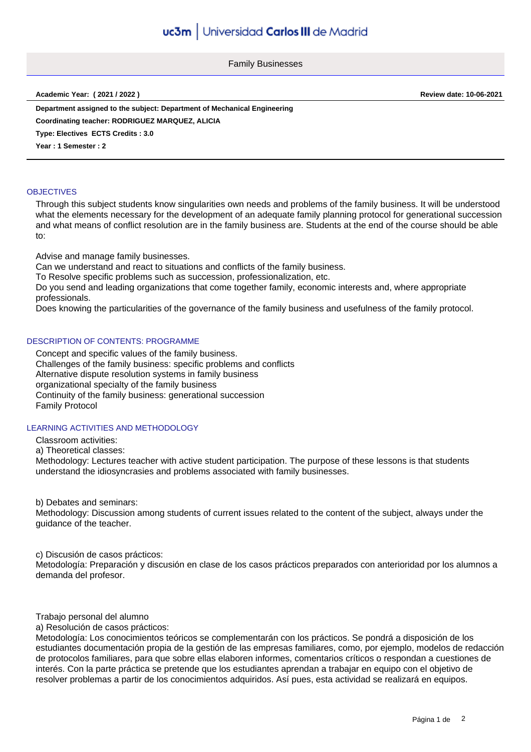# Family Businesses

**Academic Year: ( 2021 / 2022 )** **Review date: 10-06-2021**

**Department assigned to the subject: Department of Mechanical Engineering**

**Coordinating teacher: RODRIGUEZ MARQUEZ, ALICIA**

**Type: Electives ECTS Credits : 3.0**

**Year : 1 Semester : 2**

## OBJECTIVES

Through this subject students know singularities own needs and problems of the family business. It will be understood what the elements necessary for the development of an adequate family planning protocol for generational succession and what means of conflict resolution are in the family business are. Students at the end of the course should be able to:

Advise and manage family businesses.
Can we understand and react to situations and conflicts of the family business.
To Resolve specific problems such as succession, professionalization, etc.
Do you send and leading organizations that come together family, economic interests and, where appropriate professionals.
Does knowing the particularities of the governance of the family business and usefulness of the family protocol.

## DESCRIPTION OF CONTENTS: PROGRAMME

Concept and specific values of the family business.
Challenges of the family business: specific problems and conflicts
Alternative dispute resolution systems in family business
organizational specialty of the family business
Continuity of the family business: generational succession
Family Protocol

## LEARNING ACTIVITIES AND METHODOLOGY

Classroom activities:
a) Theoretical classes:
Methodology: Lectures teacher with active student participation. The purpose of these lessons is that students understand the idiosyncrasies and problems associated with family businesses.

b) Debates and seminars:
Methodology: Discussion among students of current issues related to the content of the subject, always under the guidance of the teacher.

c) Discusión de casos prácticos:
Metodología: Preparación y discusión en clase de los casos prácticos preparados con anterioridad por los alumnos a demanda del profesor.

Trabajo personal del alumno
a) Resolución de casos prácticos:
Metodología: Los conocimientos teóricos se complementarán con los prácticos. Se pondrá a disposición de los estudiantes documentación propia de la gestión de las empresas familiares, como, por ejemplo, modelos de redacción de protocolos familiares, para que sobre ellas elaboren informes, comentarios críticos o respondan a cuestiones de interés. Con la parte práctica se pretende que los estudiantes aprendan a trabajar en equipo con el objetivo de resolver problemas a partir de los conocimientos adquiridos. Así pues, esta actividad se realizará en equipos.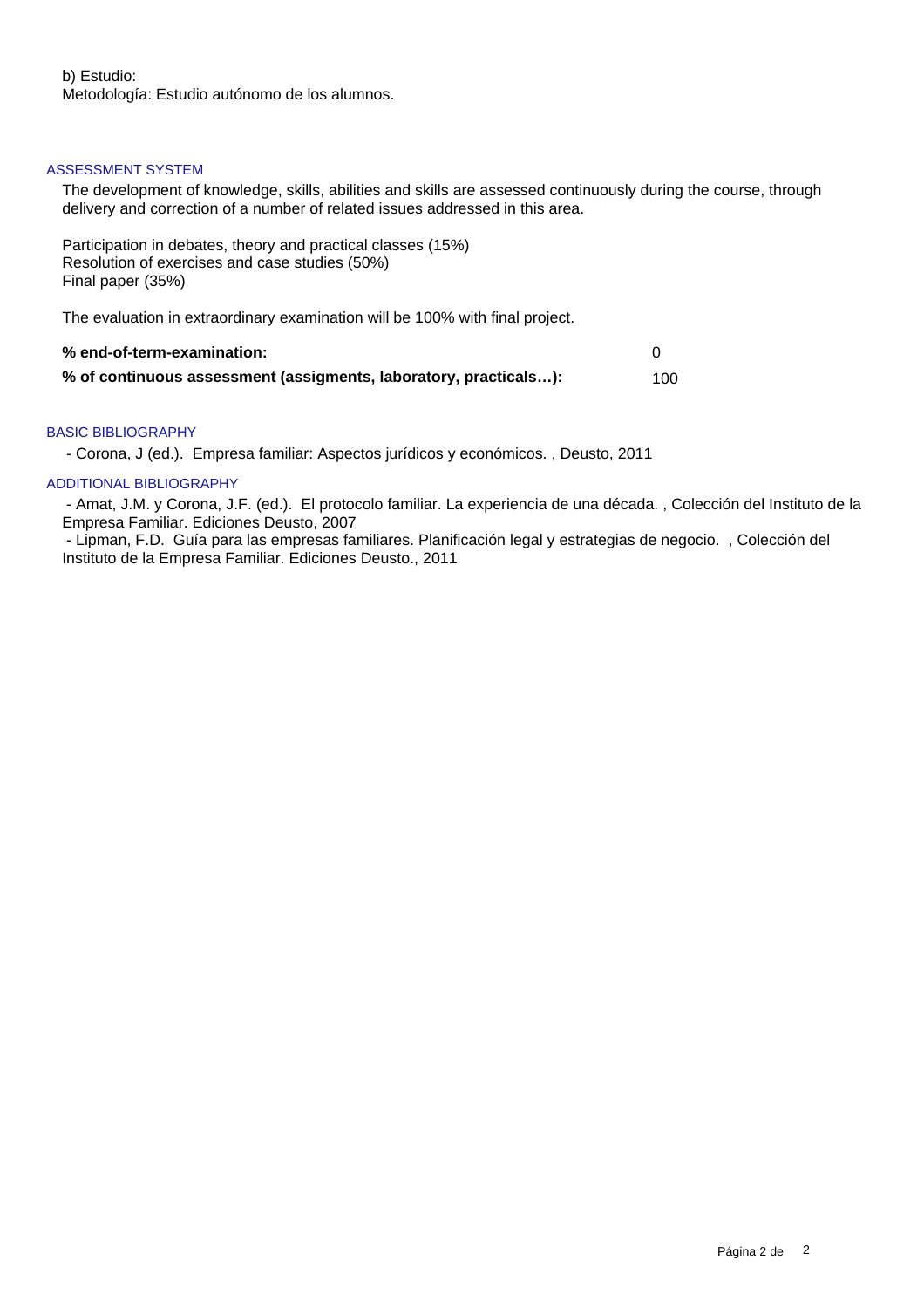b) Estudio:
Metodología: Estudio autónomo de los alumnos.

## ASSESSMENT SYSTEM

The development of knowledge, skills, abilities and skills are assessed continuously during the course, through delivery and correction of a number of related issues addressed in this area.

Participation in debates, theory and practical classes (15%)
Resolution of exercises and case studies (50%)
Final paper (35%)

The evaluation in extraordinary examination will be 100% with final project.

| | |
|---|---|
| **% end-of-term-examination:** | 0 |
| **% of continuous assessment (assigments, laboratory, practicals…):** | 100 |

## BASIC BIBLIOGRAPHY

- Corona, J (ed.). Empresa familiar: Aspectos jurídicos y económicos. , Deusto, 2011

## ADDITIONAL BIBLIOGRAPHY

- Amat, J.M. y Corona, J.F. (ed.). El protocolo familiar. La experiencia de una década. , Colección del Instituto de la Empresa Familiar. Ediciones Deusto, 2007
- Lipman, F.D. Guía para las empresas familiares. Planificación legal y estrategias de negocio. , Colección del Instituto de la Empresa Familiar. Ediciones Deusto., 2011